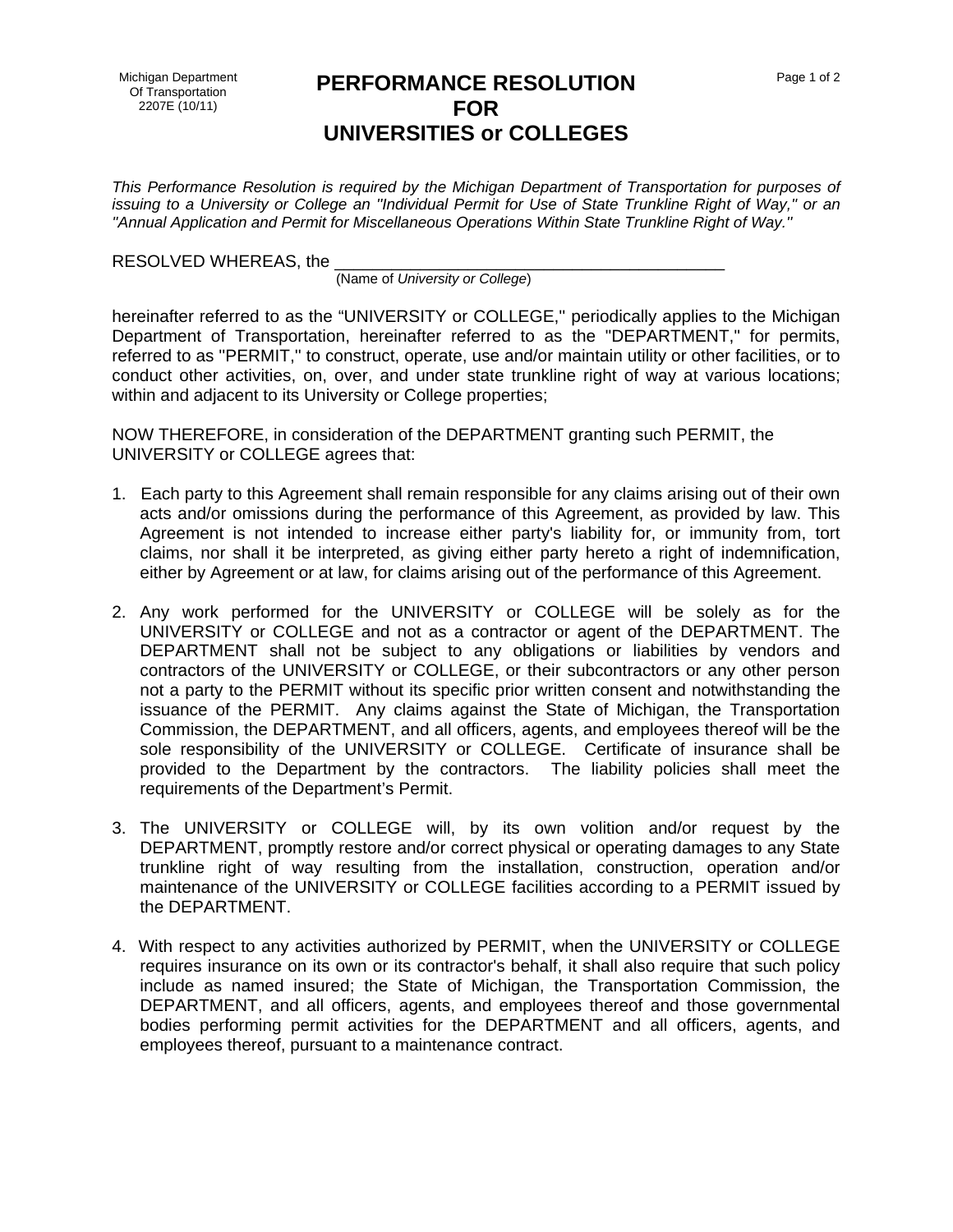Michigan Department
Of Transportation
2207E (10/11)

# PERFORMANCE RESOLUTION FOR UNIVERSITIES or COLLEGES

*This Performance Resolution is required by the Michigan Department of Transportation for purposes of issuing to a University or College an "Individual Permit for Use of State Trunkline Right of Way," or an "Annual Application and Permit for Miscellaneous Operations Within State Trunkline Right of Way."*

RESOLVED WHEREAS, the ___________________________________________
(Name of *University or College*)

hereinafter referred to as the "UNIVERSITY or COLLEGE," periodically applies to the Michigan Department of Transportation, hereinafter referred to as the "DEPARTMENT," for permits, referred to as "PERMIT," to construct, operate, use and/or maintain utility or other facilities, or to conduct other activities, on, over, and under state trunkline right of way at various locations; within and adjacent to its University or College properties;

NOW THEREFORE, in consideration of the DEPARTMENT granting such PERMIT, the UNIVERSITY or COLLEGE agrees that:

1. Each party to this Agreement shall remain responsible for any claims arising out of their own acts and/or omissions during the performance of this Agreement, as provided by law. This Agreement is not intended to increase either party's liability for, or immunity from, tort claims, nor shall it be interpreted, as giving either party hereto a right of indemnification, either by Agreement or at law, for claims arising out of the performance of this Agreement.

2. Any work performed for the UNIVERSITY or COLLEGE will be solely as for the UNIVERSITY or COLLEGE and not as a contractor or agent of the DEPARTMENT. The DEPARTMENT shall not be subject to any obligations or liabilities by vendors and contractors of the UNIVERSITY or COLLEGE, or their subcontractors or any other person not a party to the PERMIT without its specific prior written consent and notwithstanding the issuance of the PERMIT. Any claims against the State of Michigan, the Transportation Commission, the DEPARTMENT, and all officers, agents, and employees thereof will be the sole responsibility of the UNIVERSITY or COLLEGE. Certificate of insurance shall be provided to the Department by the contractors. The liability policies shall meet the requirements of the Department's Permit.

3. The UNIVERSITY or COLLEGE will, by its own volition and/or request by the DEPARTMENT, promptly restore and/or correct physical or operating damages to any State trunkline right of way resulting from the installation, construction, operation and/or maintenance of the UNIVERSITY or COLLEGE facilities according to a PERMIT issued by the DEPARTMENT.

4. With respect to any activities authorized by PERMIT, when the UNIVERSITY or COLLEGE requires insurance on its own or its contractor's behalf, it shall also require that such policy include as named insured; the State of Michigan, the Transportation Commission, the DEPARTMENT, and all officers, agents, and employees thereof and those governmental bodies performing permit activities for the DEPARTMENT and all officers, agents, and employees thereof, pursuant to a maintenance contract.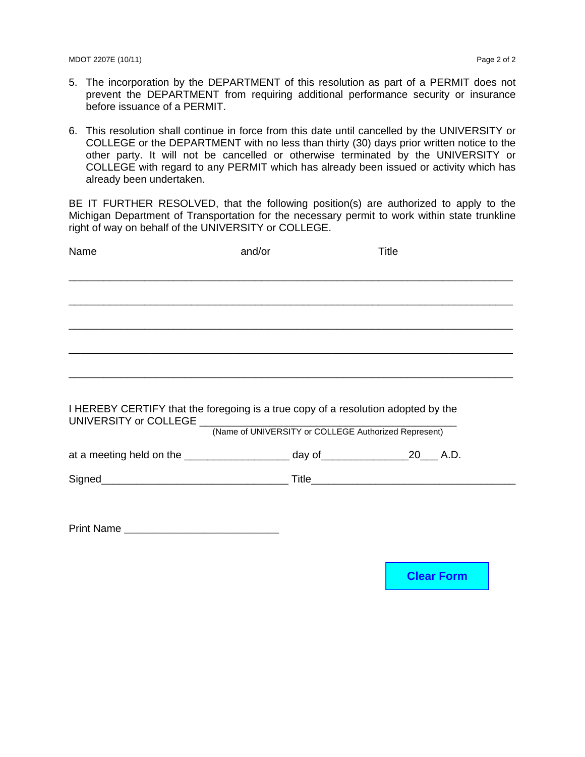5. The incorporation by the DEPARTMENT of this resolution as part of a PERMIT does not prevent the DEPARTMENT from requiring additional performance security or insurance before issuance of a PERMIT.

6. This resolution shall continue in force from this date until cancelled by the UNIVERSITY or COLLEGE or the DEPARTMENT with no less than thirty (30) days prior written notice to the other party. It will not be cancelled or otherwise terminated by the UNIVERSITY or COLLEGE with regard to any PERMIT which has already been issued or activity which has already been undertaken.

BE IT FURTHER RESOLVED, that the following position(s) are authorized to apply to the Michigan Department of Transportation for the necessary permit to work within state trunkline right of way on behalf of the UNIVERSITY or COLLEGE.

Name and/or Title

___________________________________________________________________________

___________________________________________________________________________

___________________________________________________________________________

___________________________________________________________________________

___________________________________________________________________________

I HEREBY CERTIFY that the foregoing is a true copy of a resolution adopted by the UNIVERSITY or COLLEGE ____________________________________________
(Name of UNIVERSITY or COLLEGE Authorized Represent)

at a meeting held on the __________________ day of_______________20___ A.D.

Signed________________________________ Title__________________________________

Print Name __________________________

Clear Form